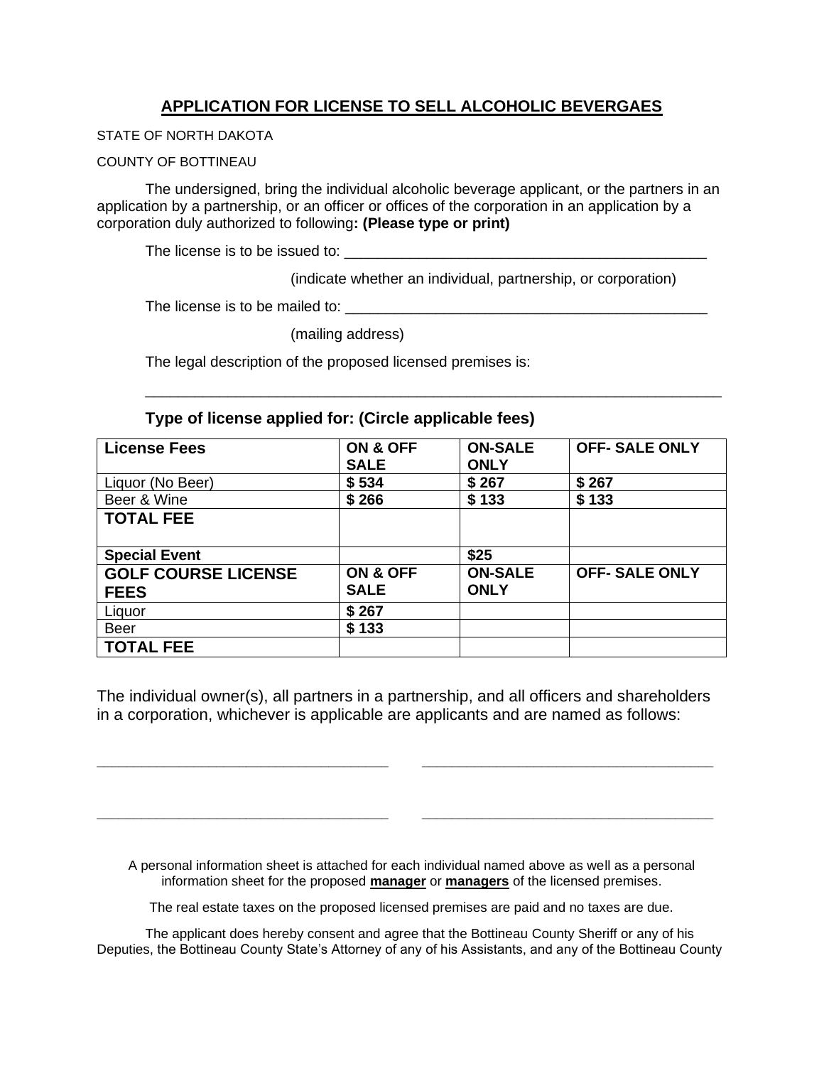## APPLICATION FOR LICENSE TO SELL ALCOHOLIC BEVERGAES

STATE OF NORTH DAKOTA

COUNTY OF BOTTINEAU

The undersigned, bring the individual alcoholic beverage applicant, or the partners in an application by a partnership, or an officer or offices of the corporation in an application by a corporation duly authorized to following**: (Please type or print)**

The license is to be issued to: ____________________________________________

(indicate whether an individual, partnership, or corporation)

The license is to be mailed to: ____________________________________________

(mailing address)

The legal description of the proposed licensed premises is:

_____________________________________________________________________

**Type of license applied for: (Circle applicable fees)**

| **License Fees** | **ON & OFF SALE** | **ON-SALE ONLY** | **OFF- SALE ONLY** |
|---|---|---|---|
| Liquor (No Beer) | **$ 534** | **$ 267** | **$ 267** |
| Beer & Wine | **$ 266** | **$ 133** | **$ 133** |
| **TOTAL FEE** | | | |
| **Special Event** | | **$25** | |
| **GOLF COURSE LICENSE FEES** | **ON & OFF SALE** | **ON-SALE ONLY** | **OFF- SALE ONLY** |
| Liquor | **$ 267** | | |
| Beer | **$ 133** | | |
| **TOTAL FEE** | | | |

The individual owner(s), all partners in a partnership, and all officers and shareholders in a corporation, whichever is applicable are applicants and are named as follows:

___________________________________ ___________________________________

___________________________________ ___________________________________

A personal information sheet is attached for each individual named above as well as a personal information sheet for the proposed **manager** or **managers** of the licensed premises.

The real estate taxes on the proposed licensed premises are paid and no taxes are due.

The applicant does hereby consent and agree that the Bottineau County Sheriff or any of his Deputies, the Bottineau County State's Attorney of any of his Assistants, and any of the Bottineau County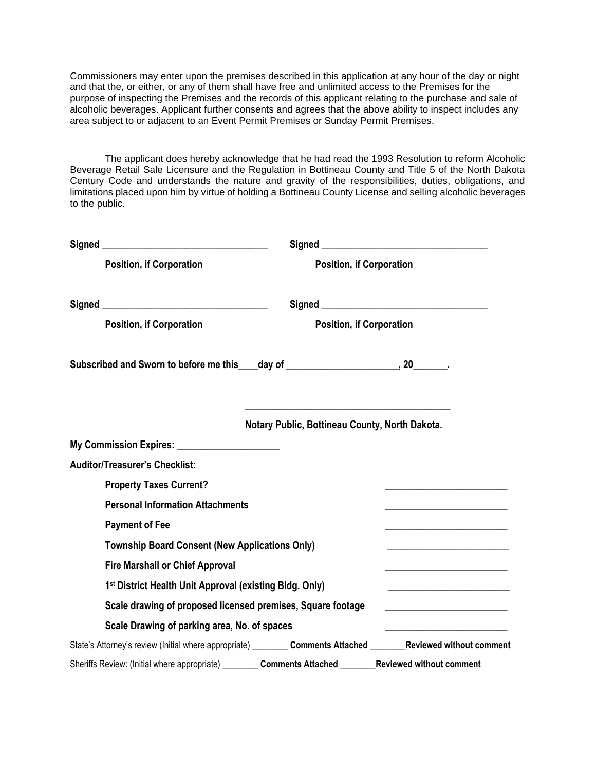Commissioners may enter upon the premises described in this application at any hour of the day or night and that the, or either, or any of them shall have free and unlimited access to the Premises for the purpose of inspecting the Premises and the records of this applicant relating to the purchase and sale of alcoholic beverages. Applicant further consents and agrees that the above ability to inspect includes any area subject to or adjacent to an Event Permit Premises or Sunday Permit Premises.

The applicant does hereby acknowledge that he had read the 1993 Resolution to reform Alcoholic Beverage Retail Sale Licensure and the Regulation in Bottineau County and Title 5 of the North Dakota Century Code and understands the nature and gravity of the responsibilities, duties, obligations, and limitations placed upon him by virtue of holding a Bottineau County License and selling alcoholic beverages to the public.

**Signed** ________________________________ **Signed** ________________________________

**Position, if Corporation** **Position, if Corporation**

**Signed** ________________________________ **Signed** ________________________________

**Position, if Corporation** **Position, if Corporation**

**Subscribed and Sworn to before me this____day of ______________________, 20_______.**

________________________________________

**Notary Public, Bottineau County, North Dakota.**

**My Commission Expires:** ____________________

**Auditor/Treasurer's Checklist:**

**Property Taxes Current?** ________________________

**Personal Information Attachments** ________________________

**Payment of Fee** ________________________

**Township Board Consent (New Applications Only)** ________________________

**Fire Marshall or Chief Approval** ________________________

**1st District Health Unit Approval (existing Bldg. Only)** ________________________

**Scale drawing of proposed licensed premises, Square footage** ________________________

**Scale Drawing of parking area, No. of spaces** ________________________

State's Attorney's review (Initial where appropriate) ________ **Comments Attached** ________**Reviewed without comment**

Sheriffs Review: (Initial where appropriate) ________ **Comments Attached** ________**Reviewed without comment**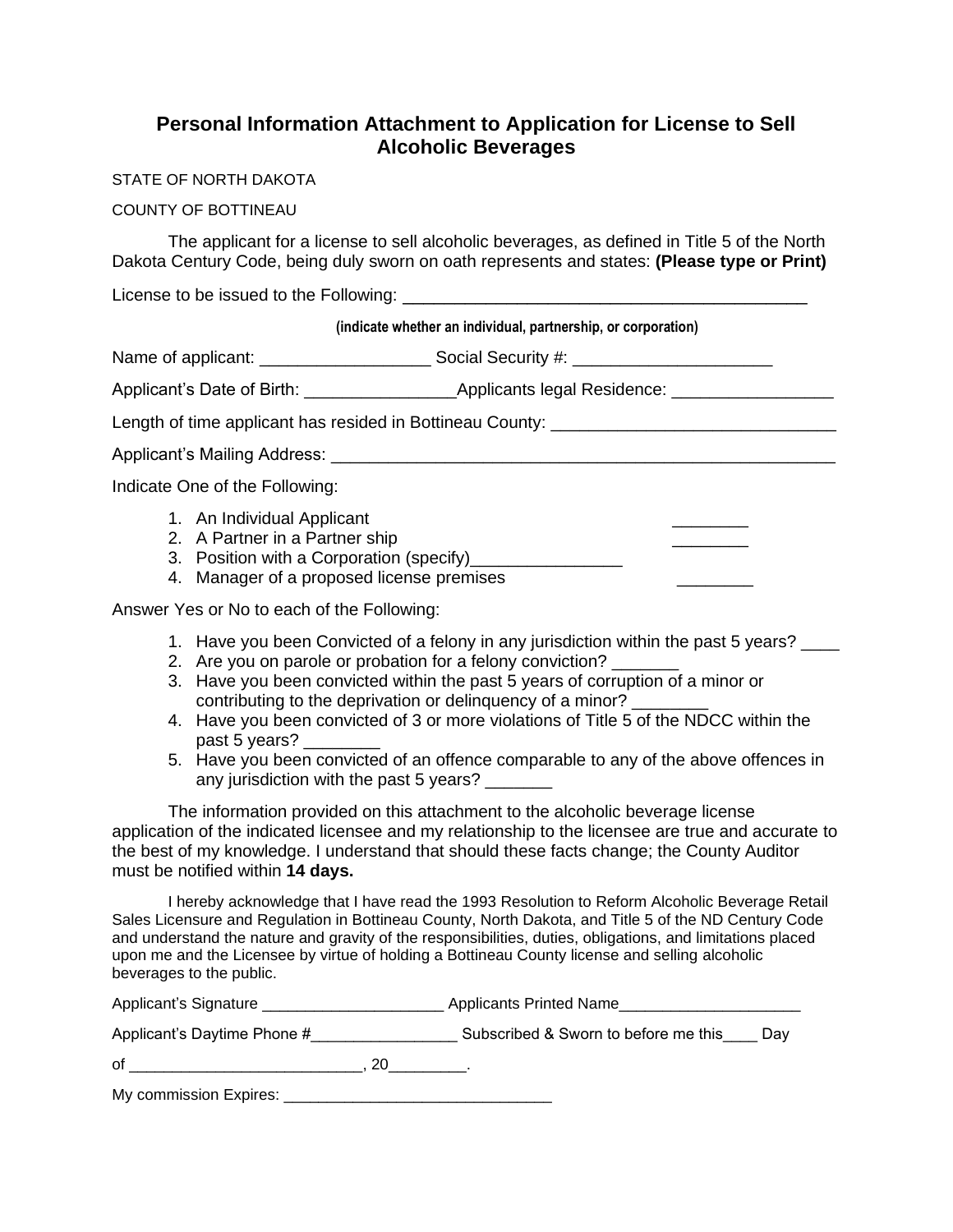# Personal Information Attachment to Application for License to Sell Alcoholic Beverages

STATE OF NORTH DAKOTA

COUNTY OF BOTTINEAU

The applicant for a license to sell alcoholic beverages, as defined in Title 5 of the North Dakota Century Code, being duly sworn on oath represents and states: **(Please type or Print)**

License to be issued to the Following: ___________________________________________

**(indicate whether an individual, partnership, or corporation)**

Name of applicant: __________________ Social Security #: _____________________

Applicant's Date of Birth: ________________Applicants legal Residence: _________________

Length of time applicant has resided in Bottineau County: ______________________________

Applicant's Mailing Address: ______________________________________________________

Indicate One of the Following:

1. An Individual Applicant ________
2. A Partner in a Partner ship ________
3. Position with a Corporation (specify)________________
4. Manager of a proposed license premises ________

Answer Yes or No to each of the Following:

1. Have you been Convicted of a felony in any jurisdiction within the past 5 years? ____
2. Are you on parole or probation for a felony conviction? _______
3. Have you been convicted within the past 5 years of corruption of a minor or contributing to the deprivation or delinquency of a minor? ________
4. Have you been convicted of 3 or more violations of Title 5 of the NDCC within the past 5 years? ________
5. Have you been convicted of an offence comparable to any of the above offences in any jurisdiction with the past 5 years? _______

The information provided on this attachment to the alcoholic beverage license application of the indicated licensee and my relationship to the licensee are true and accurate to the best of my knowledge. I understand that should these facts change; the County Auditor must be notified within **14 days.**

I hereby acknowledge that I have read the 1993 Resolution to Reform Alcoholic Beverage Retail Sales Licensure and Regulation in Bottineau County, North Dakota, and Title 5 of the ND Century Code and understand the nature and gravity of the responsibilities, duties, obligations, and limitations placed upon me and the Licensee by virtue of holding a Bottineau County license and selling alcoholic beverages to the public.

Applicant's Signature _____________________ Applicants Printed Name_____________________

Applicant's Daytime Phone #_________________ Subscribed & Sworn to before me this____ Day

of ___________________________, 20_________.

My commission Expires: _______________________________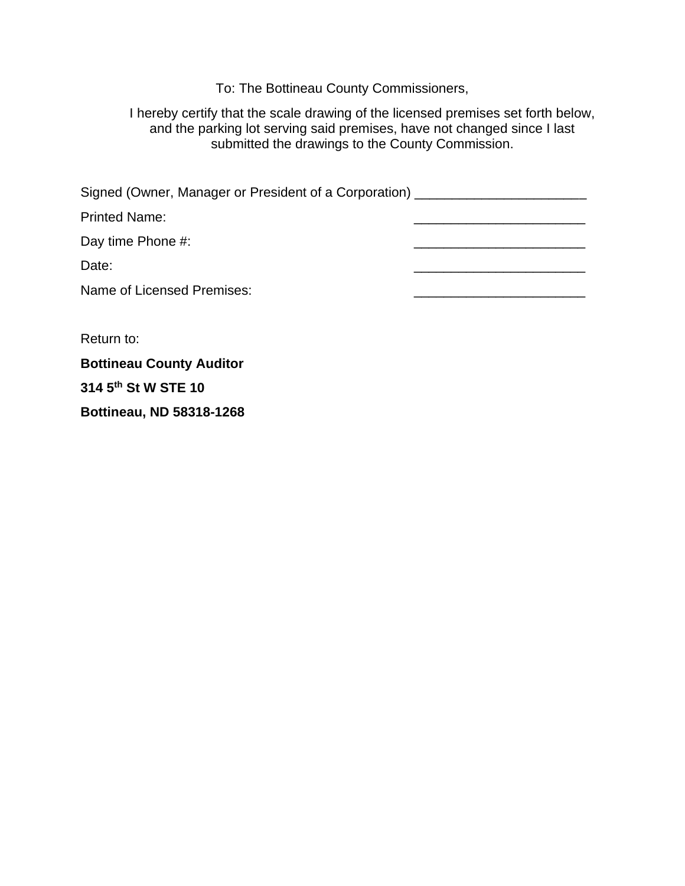To: The Bottineau County Commissioners,

I hereby certify that the scale drawing of the licensed premises set forth below, and the parking lot serving said premises, have not changed since I last submitted the drawings to the County Commission.

Signed (Owner, Manager or President of a Corporation) _______________________

Printed Name: _______________________

Day time Phone #: _______________________

Date: _______________________

Name of Licensed Premises: _______________________

Return to:

**Bottineau County Auditor**

**314 5th St W STE 10**

**Bottineau, ND 58318-1268**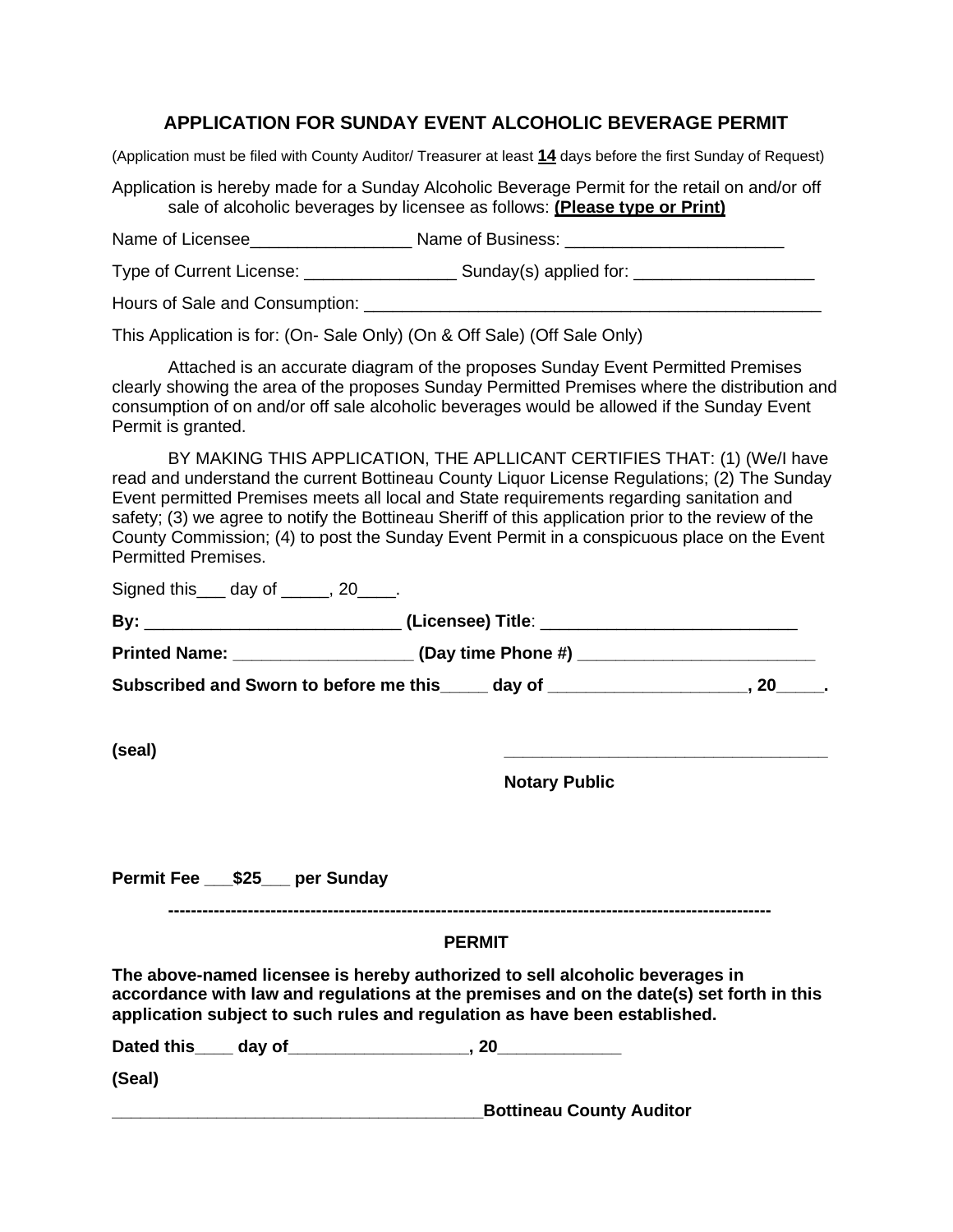# APPLICATION FOR SUNDAY EVENT ALCOHOLIC BEVERAGE PERMIT

(Application must be filed with County Auditor/ Treasurer at least **14** days before the first Sunday of Request)

Application is hereby made for a Sunday Alcoholic Beverage Permit for the retail on and/or off sale of alcoholic beverages by licensee as follows: **(Please type or Print)**

Name of Licensee_________________ Name of Business: _______________________

Type of Current License: ________________ Sunday(s) applied for: ___________________

Hours of Sale and Consumption: __________________________________________________

This Application is for: (On- Sale Only) (On & Off Sale) (Off Sale Only)

Attached is an accurate diagram of the proposes Sunday Event Permitted Premises clearly showing the area of the proposes Sunday Permitted Premises where the distribution and consumption of on and/or off sale alcoholic beverages would be allowed if the Sunday Event Permit is granted.

BY MAKING THIS APPLICATION, THE APLLICANT CERTIFIES THAT: (1) (We/I have read and understand the current Bottineau County Liquor License Regulations; (2) The Sunday Event permitted Premises meets all local and State requirements regarding sanitation and safety; (3) we agree to notify the Bottineau Sheriff of this application prior to the review of the County Commission; (4) to post the Sunday Event Permit in a conspicuous place on the Event Permitted Premises.

Signed this___ day of _____, 20____.

**By:** __________________________ **(Licensee) Title**: __________________________

**Printed Name: __________________ (Day time Phone #) ________________________**

**Subscribed and Sworn to before me this_____ day of ____________________, 20_____.**

**(seal)** __________________________________

**Notary Public**

**Permit Fee ___$25___ per Sunday**

---

**PERMIT**

**The above-named licensee is hereby authorized to sell alcoholic beverages in accordance with law and regulations at the premises and on the date(s) set forth in this application subject to such rules and regulation as have been established.**

**Dated this____ day of__________________, 20____________**

**(Seal)**

**_______________________________________Bottineau County Auditor**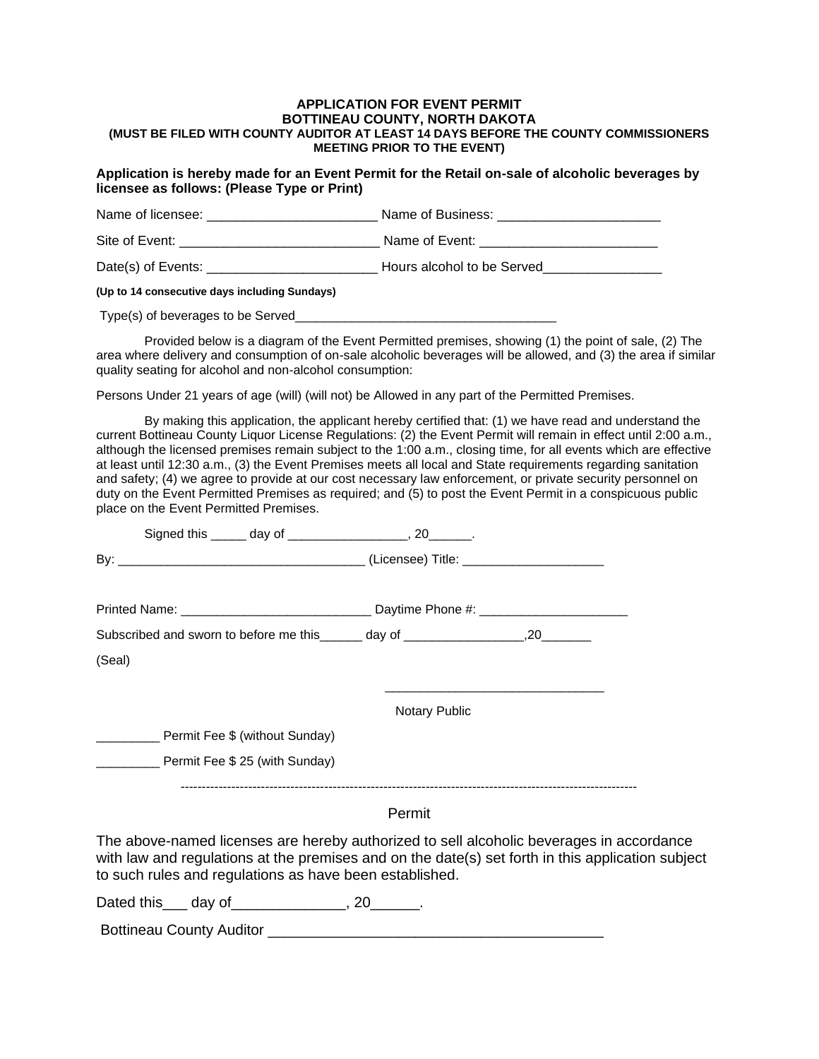**APPLICATION FOR EVENT PERMIT**
**BOTTINEAU COUNTY, NORTH DAKOTA**
**(MUST BE FILED WITH COUNTY AUDITOR AT LEAST 14 DAYS BEFORE THE COUNTY COMMISSIONERS MEETING PRIOR TO THE EVENT)**

**Application is hereby made for an Event Permit for the Retail on-sale of alcoholic beverages by licensee as follows: (Please Type or Print)**

Name of licensee: _______________________ Name of Business: ______________________

Site of Event: ___________________________ Name of Event: ________________________

Date(s) of Events: _______________________ Hours alcohol to be Served________________

**(Up to 14 consecutive days including Sundays)**

Type(s) of beverages to be Served_____________________________________

Provided below is a diagram of the Event Permitted premises, showing (1) the point of sale, (2) The area where delivery and consumption of on-sale alcoholic beverages will be allowed, and (3) the area if similar quality seating for alcohol and non-alcohol consumption:

Persons Under 21 years of age (will) (will not) be Allowed in any part of the Permitted Premises.

By making this application, the applicant hereby certified that: (1) we have read and understand the current Bottineau County Liquor License Regulations: (2) the Event Permit will remain in effect until 2:00 a.m., although the licensed premises remain subject to the 1:00 a.m., closing time, for all events which are effective at least until 12:30 a.m., (3) the Event Premises meets all local and State requirements regarding sanitation and safety; (4) we agree to provide at our cost necessary law enforcement, or private security personnel on duty on the Event Permitted Premises as required; and (5) to post the Event Permit in a conspicuous public place on the Event Permitted Premises.

Signed this _____ day of _________________, 20______.

By: ___________________________________ (Licensee) Title: ____________________

Printed Name: ___________________________ Daytime Phone #: _____________________

Subscribed and sworn to before me this______ day of _________________,20_______

(Seal)

______________________________

Notary Public

_________ Permit Fee $ (without Sunday)

_________ Permit Fee $ 25 (with Sunday)

---

Permit

The above-named licenses are hereby authorized to sell alcoholic beverages in accordance with law and regulations at the premises and on the date(s) set forth in this application subject to such rules and regulations as have been established.

Dated this___ day of______________, 20______.

Bottineau County Auditor ________________________________________